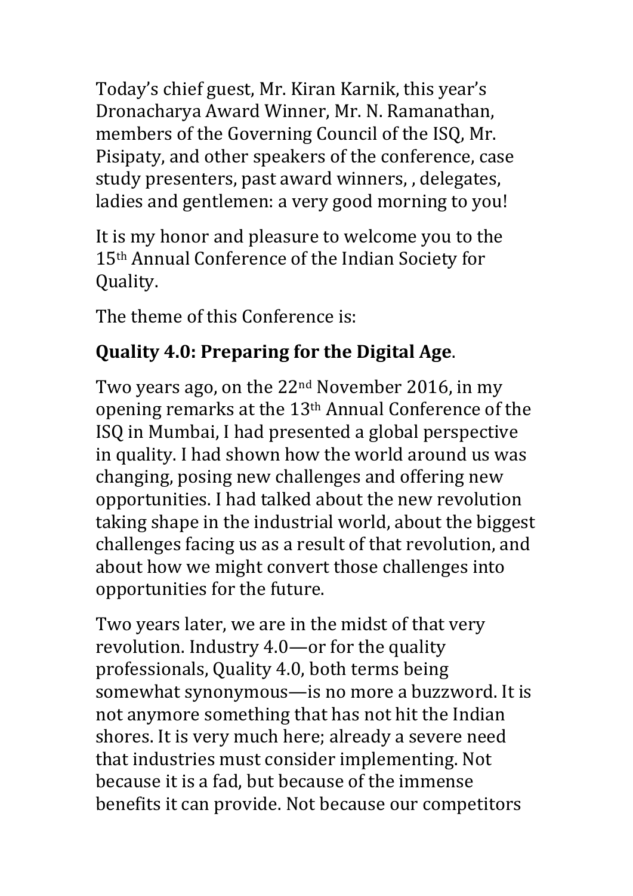Today's chief guest, Mr. Kiran Karnik, this year's Dronacharya Award Winner, Mr. N. Ramanathan, members of the Governing Council of the ISQ, Mr. Pisipaty, and other speakers of the conference, case study presenters, past award winners, , delegates, ladies and gentlemen: a very good morning to you!

It is my honor and pleasure to welcome you to the 15th Annual Conference of the Indian Society for Quality.

The theme of this Conference is:

**Quality 4.0: Preparing for the Digital Age**.

Two years ago, on the 22nd November 2016, in my opening remarks at the 13th Annual Conference of the ISQ in Mumbai, I had presented a global perspective in quality. I had shown how the world around us was changing, posing new challenges and offering new opportunities. I had talked about the new revolution taking shape in the industrial world, about the biggest challenges facing us as a result of that revolution, and about how we might convert those challenges into opportunities for the future.

Two years later, we are in the midst of that very revolution. Industry 4.0—or for the quality professionals, Quality 4.0, both terms being somewhat synonymous—is no more a buzzword. It is not anymore something that has not hit the Indian shores. It is very much here; already a severe need that industries must consider implementing. Not because it is a fad, but because of the immense benefits it can provide. Not because our competitors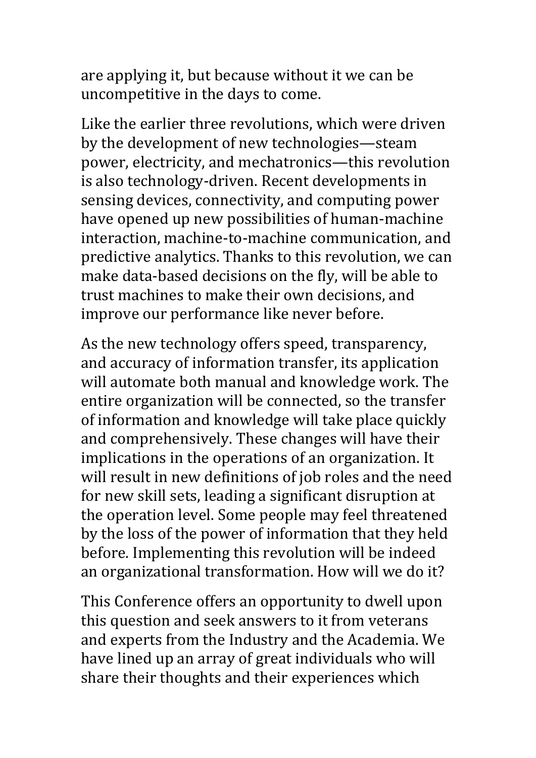are applying it, but because without it we can be uncompetitive in the days to come.

Like the earlier three revolutions, which were driven by the development of new technologies—steam power, electricity, and mechatronics—this revolution is also technology-driven. Recent developments in sensing devices, connectivity, and computing power have opened up new possibilities of human-machine interaction, machine-to-machine communication, and predictive analytics. Thanks to this revolution, we can make data-based decisions on the fly, will be able to trust machines to make their own decisions, and improve our performance like never before.

As the new technology offers speed, transparency, and accuracy of information transfer, its application will automate both manual and knowledge work. The entire organization will be connected, so the transfer of information and knowledge will take place quickly and comprehensively. These changes will have their implications in the operations of an organization. It will result in new definitions of job roles and the need for new skill sets, leading a significant disruption at the operation level. Some people may feel threatened by the loss of the power of information that they held before. Implementing this revolution will be indeed an organizational transformation. How will we do it?

This Conference offers an opportunity to dwell upon this question and seek answers to it from veterans and experts from the Industry and the Academia. We have lined up an array of great individuals who will share their thoughts and their experiences which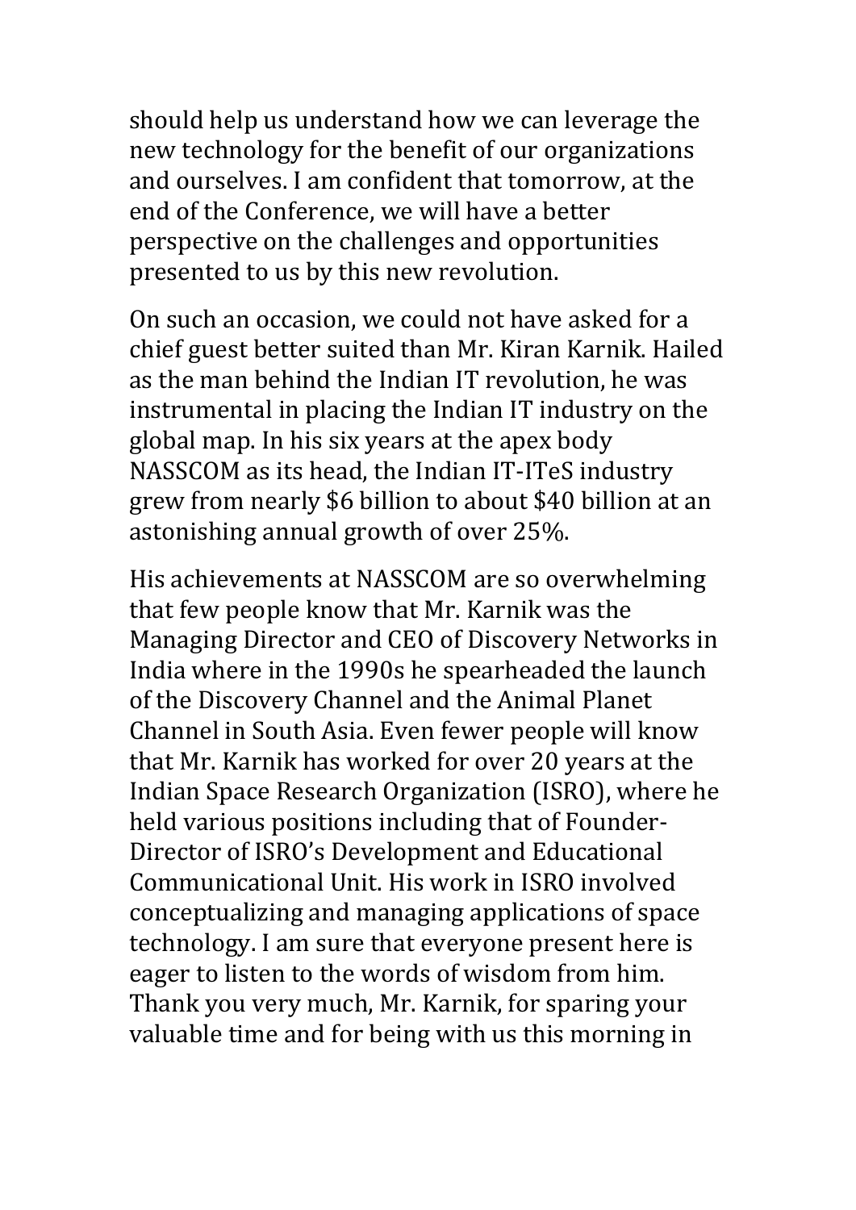should help us understand how we can leverage the new technology for the benefit of our organizations and ourselves. I am confident that tomorrow, at the end of the Conference, we will have a better perspective on the challenges and opportunities presented to us by this new revolution.

On such an occasion, we could not have asked for a chief guest better suited than Mr. Kiran Karnik. Hailed as the man behind the Indian IT revolution, he was instrumental in placing the Indian IT industry on the global map. In his six years at the apex body NASSCOM as its head, the Indian IT-ITeS industry grew from nearly $6 billion to about $40 billion at an astonishing annual growth of over 25%.

His achievements at NASSCOM are so overwhelming that few people know that Mr. Karnik was the Managing Director and CEO of Discovery Networks in India where in the 1990s he spearheaded the launch of the Discovery Channel and the Animal Planet Channel in South Asia. Even fewer people will know that Mr. Karnik has worked for over 20 years at the Indian Space Research Organization (ISRO), where he held various positions including that of Founder-Director of ISRO's Development and Educational Communicational Unit. His work in ISRO involved conceptualizing and managing applications of space technology. I am sure that everyone present here is eager to listen to the words of wisdom from him. Thank you very much, Mr. Karnik, for sparing your valuable time and for being with us this morning in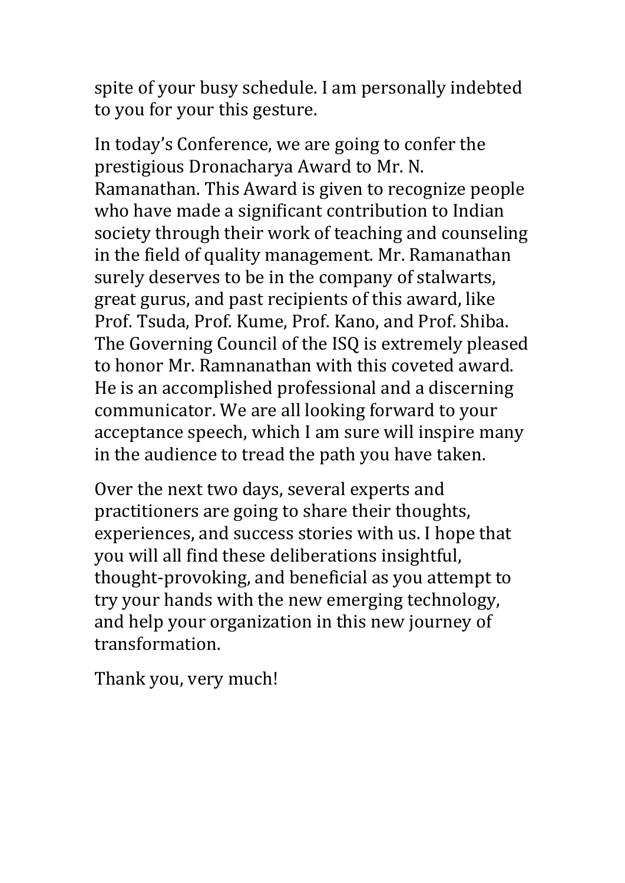spite of your busy schedule. I am personally indebted to you for your this gesture.

In today's Conference, we are going to confer the prestigious Dronacharya Award to Mr. N. Ramanathan. This Award is given to recognize people who have made a significant contribution to Indian society through their work of teaching and counseling in the field of quality management. Mr. Ramanathan surely deserves to be in the company of stalwarts, great gurus, and past recipients of this award, like Prof. Tsuda, Prof. Kume, Prof. Kano, and Prof. Shiba. The Governing Council of the ISQ is extremely pleased to honor Mr. Ramnanathan with this coveted award. He is an accomplished professional and a discerning communicator. We are all looking forward to your acceptance speech, which I am sure will inspire many in the audience to tread the path you have taken.

Over the next two days, several experts and practitioners are going to share their thoughts, experiences, and success stories with us. I hope that you will all find these deliberations insightful, thought-provoking, and beneficial as you attempt to try your hands with the new emerging technology, and help your organization in this new journey of transformation.

Thank you, very much!